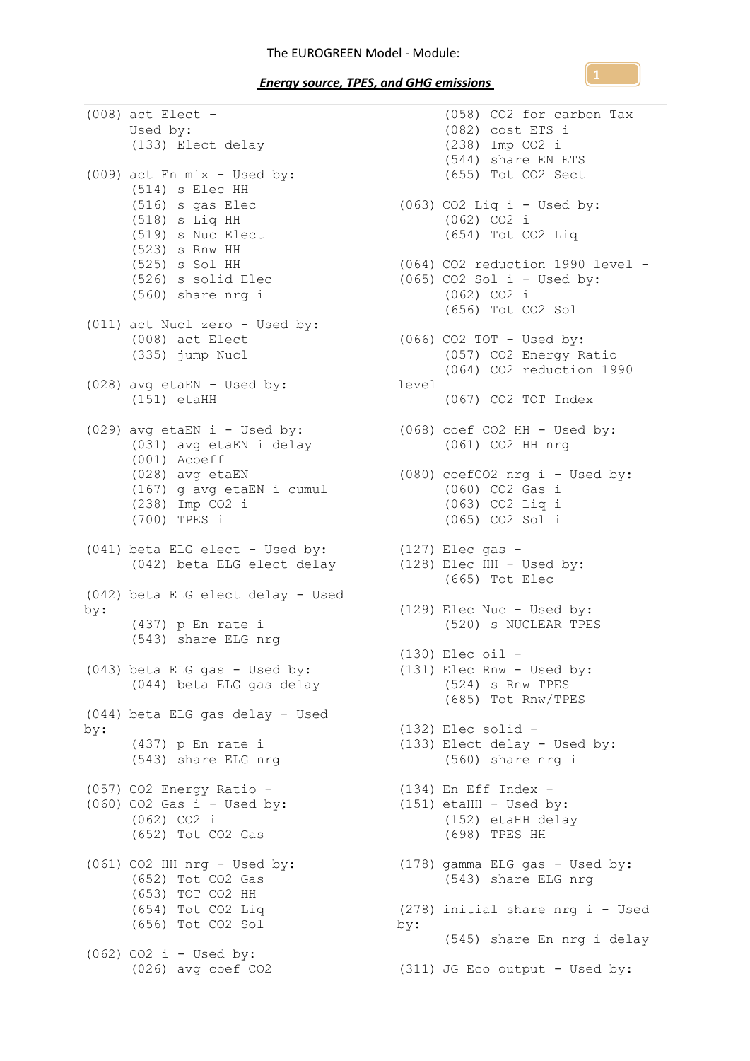The EUROGREEN Model - Module:

***Energy source, TPES, and GHG emissions***

```
(008) act Elect -
      Used by:
      (133) Elect delay

(009) act En mix - Used by:
      (514) s Elec HH
      (516) s gas Elec
      (518) s Liq HH
      (519) s Nuc Elect
      (523) s Rnw HH
      (525) s Sol HH
      (526) s solid Elec
      (560) share nrg i

(011) act Nucl zero - Used by:
      (008) act Elect
      (335) jump Nucl

(028) avg etaEN - Used by:
      (151) etaHH

(029) avg etaEN i - Used by:
      (031) avg etaEN i delay
      (001) Acoeff
      (028) avg etaEN
      (167) g avg etaEN i cumul
      (238) Imp CO2 i
      (700) TPES i

(041) beta ELG elect - Used by:
      (042) beta ELG elect delay

(042) beta ELG elect delay - Used
by:
      (437) p En rate i
      (543) share ELG nrg

(043) beta ELG gas - Used by:
      (044) beta ELG gas delay

(044) beta ELG gas delay - Used
by:
      (437) p En rate i
      (543) share ELG nrg

(057) CO2 Energy Ratio -
(060) CO2 Gas i - Used by:
      (062) CO2 i
      (652) Tot CO2 Gas

(061) CO2 HH nrg - Used by:
      (652) Tot CO2 Gas
      (653) TOT CO2 HH
      (654) Tot CO2 Liq
      (656) Tot CO2 Sol

(062) CO2 i - Used by:
      (026) avg coef CO2
      (058) CO2 for carbon Tax
      (082) cost ETS i
      (238) Imp CO2 i
      (544) share EN ETS
      (655) Tot CO2 Sect

(063) CO2 Liq i - Used by:
      (062) CO2 i
      (654) Tot CO2 Liq

(064) CO2 reduction 1990 level -
(065) CO2 Sol i - Used by:
      (062) CO2 i
      (656) Tot CO2 Sol

(066) CO2 TOT - Used by:
      (057) CO2 Energy Ratio
      (064) CO2 reduction 1990
level
      (067) CO2 TOT Index

(068) coef CO2 HH - Used by:
      (061) CO2 HH nrg

(080) coefCO2 nrg i - Used by:
      (060) CO2 Gas i
      (063) CO2 Liq i
      (065) CO2 Sol i

(127) Elec gas -
(128) Elec HH - Used by:
      (665) Tot Elec

(129) Elec Nuc - Used by:
      (520) s NUCLEAR TPES

(130) Elec oil -
(131) Elec Rnw - Used by:
      (524) s Rnw TPES
      (685) Tot Rnw/TPES

(132) Elec solid -
(133) Elect delay - Used by:
      (560) share nrg i

(134) En Eff Index -
(151) etaHH - Used by:
      (152) etaHH delay
      (698) TPES HH

(178) gamma ELG gas - Used by:
      (543) share ELG nrg

(278) initial share nrg i - Used
by:
      (545) share En nrg i delay

(311) JG Eco output - Used by:
```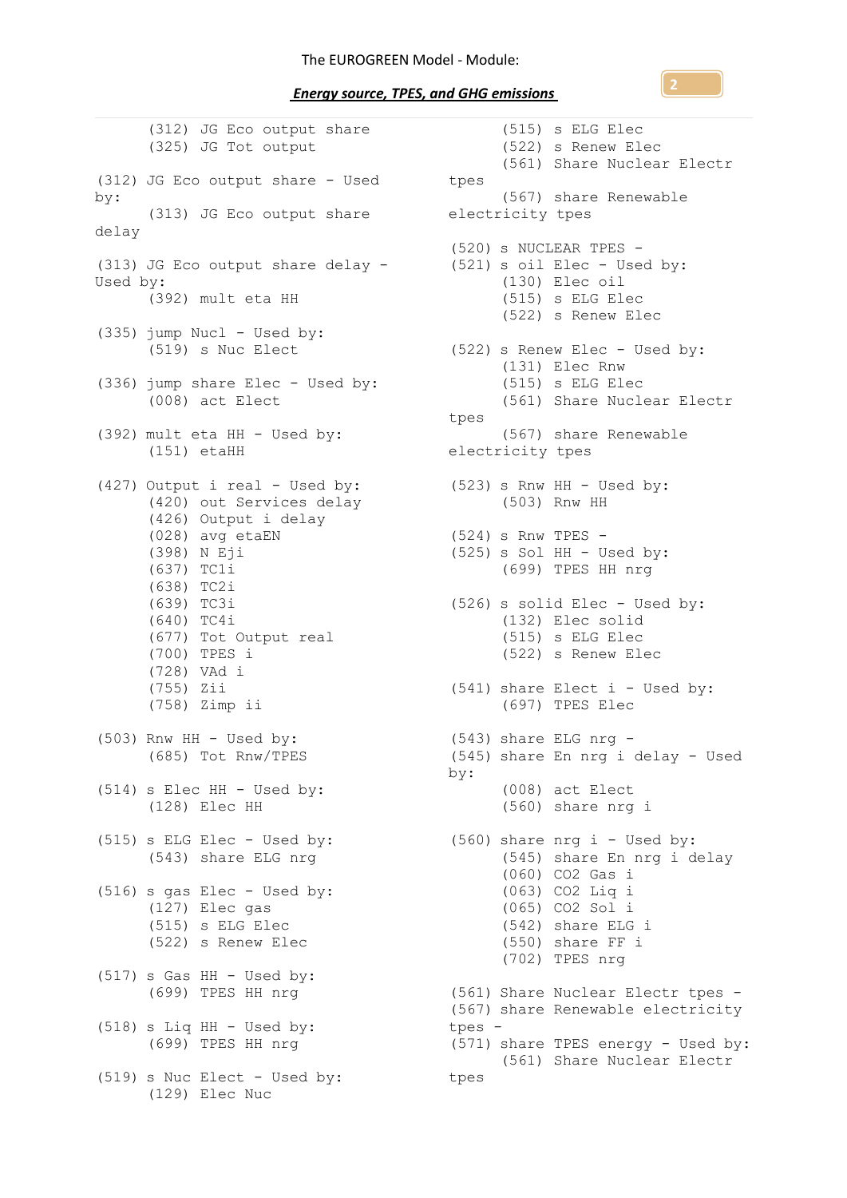```
      (312) JG Eco output share
      (325) JG Tot output

(312) JG Eco output share - Used by:
      (313) JG Eco output share delay

(313) JG Eco output share delay - Used by:
      (392) mult eta HH

(335) jump Nucl - Used by:
      (519) s Nuc Elect

(336) jump share Elec - Used by:
      (008) act Elect

(392) mult eta HH - Used by:
      (151) etaHH

(427) Output i real - Used by:
      (420) out Services delay
      (426) Output i delay
      (028) avg etaEN
      (398) N Eji
      (637) TC1i
      (638) TC2i
      (639) TC3i
      (640) TC4i
      (677) Tot Output real
      (700) TPES i
      (728) VAd i
      (755) Zii
      (758) Zimp ii

(503) Rnw HH - Used by:
      (685) Tot Rnw/TPES

(514) s Elec HH - Used by:
      (128) Elec HH

(515) s ELG Elec - Used by:
      (543) share ELG nrg

(516) s gas Elec - Used by:
      (127) Elec gas
      (515) s ELG Elec
      (522) s Renew Elec

(517) s Gas HH - Used by:
      (699) TPES HH nrg

(518) s Liq HH - Used by:
      (699) TPES HH nrg

(519) s Nuc Elect - Used by:
      (129) Elec Nuc
      (515) s ELG Elec
      (522) s Renew Elec
      (561) Share Nuclear Electr tpes
      (567) share Renewable electricity tpes

(520) s NUCLEAR TPES -
(521) s oil Elec - Used by:
      (130) Elec oil
      (515) s ELG Elec
      (522) s Renew Elec

(522) s Renew Elec - Used by:
      (131) Elec Rnw
      (515) s ELG Elec
      (561) Share Nuclear Electr tpes
      (567) share Renewable electricity tpes

(523) s Rnw HH - Used by:
      (503) Rnw HH

(524) s Rnw TPES -
(525) s Sol HH - Used by:
      (699) TPES HH nrg

(526) s solid Elec - Used by:
      (132) Elec solid
      (515) s ELG Elec
      (522) s Renew Elec

(541) share Elect i - Used by:
      (697) TPES Elec

(543) share ELG nrg -
(545) share En nrg i delay - Used by:
      (008) act Elect
      (560) share nrg i

(560) share nrg i - Used by:
      (545) share En nrg i delay
      (060) CO2 Gas i
      (063) CO2 Liq i
      (065) CO2 Sol i
      (542) share ELG i
      (550) share FF i
      (702) TPES nrg

(561) Share Nuclear Electr tpes -
(567) share Renewable electricity tpes -
(571) share TPES energy - Used by:
      (561) Share Nuclear Electr tpes
```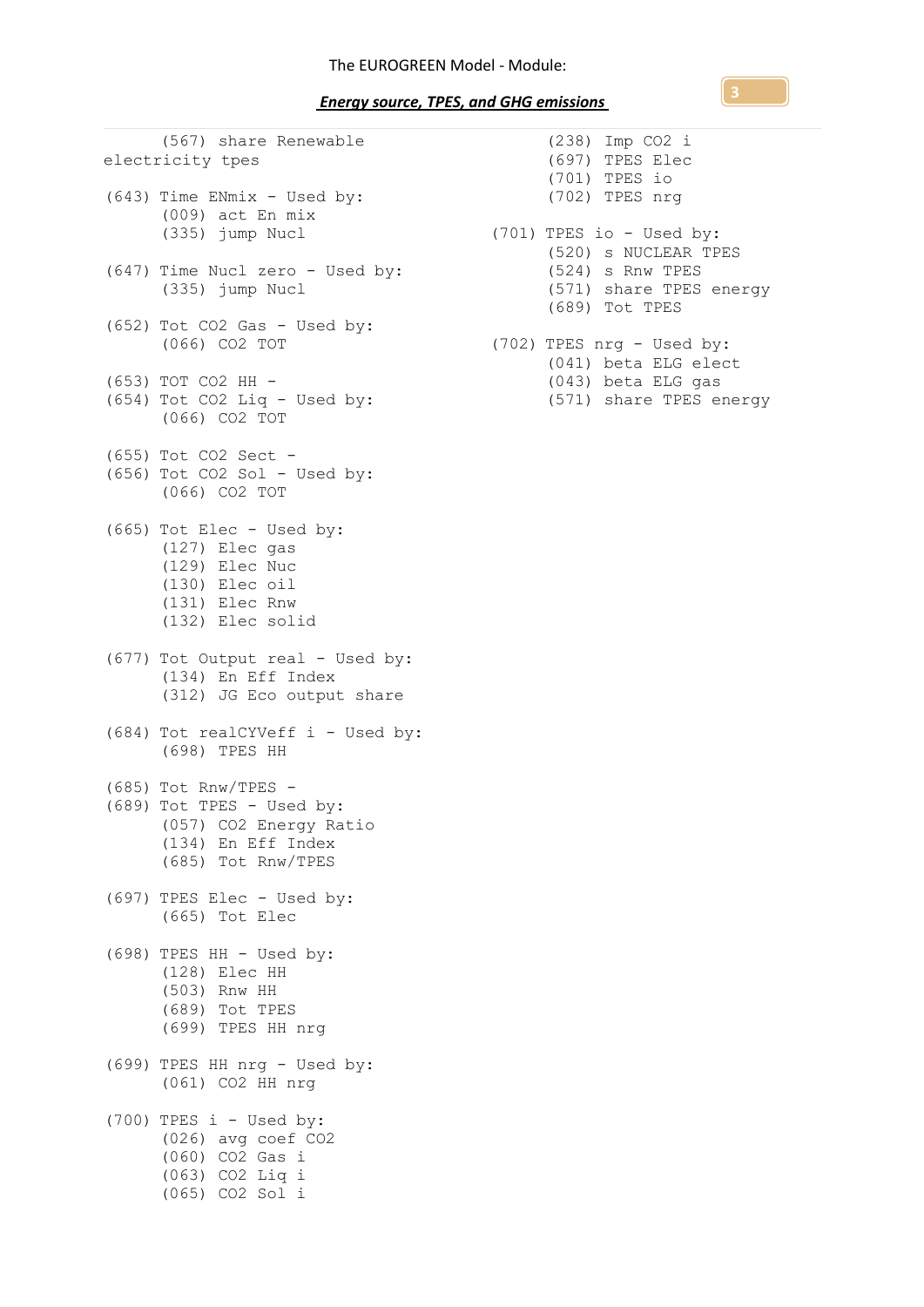```
      (567) share Renewable
electricity tpes

(643) Time ENmix - Used by:
      (009) act En mix
      (335) jump Nucl

(647) Time Nucl zero - Used by:
      (335) jump Nucl

(652) Tot CO2 Gas - Used by:
      (066) CO2 TOT

(653) TOT CO2 HH -
(654) Tot CO2 Liq - Used by:
      (066) CO2 TOT

(655) Tot CO2 Sect -
(656) Tot CO2 Sol - Used by:
      (066) CO2 TOT

(665) Tot Elec - Used by:
      (127) Elec gas
      (129) Elec Nuc
      (130) Elec oil
      (131) Elec Rnw
      (132) Elec solid

(677) Tot Output real - Used by:
      (134) En Eff Index
      (312) JG Eco output share

(684) Tot realCYVeff i - Used by:
      (698) TPES HH

(685) Tot Rnw/TPES -
(689) Tot TPES - Used by:
      (057) CO2 Energy Ratio
      (134) En Eff Index
      (685) Tot Rnw/TPES

(697) TPES Elec - Used by:
      (665) Tot Elec

(698) TPES HH - Used by:
      (128) Elec HH
      (503) Rnw HH
      (689) Tot TPES
      (699) TPES HH nrg

(699) TPES HH nrg - Used by:
      (061) CO2 HH nrg

(700) TPES i - Used by:
      (026) avg coef CO2
      (060) CO2 Gas i
      (063) CO2 Liq i
      (065) CO2 Sol i
      (238) Imp CO2 i
      (697) TPES Elec
      (701) TPES io
      (702) TPES nrg

(701) TPES io - Used by:
      (520) s NUCLEAR TPES
      (524) s Rnw TPES
      (571) share TPES energy
      (689) Tot TPES

(702) TPES nrg - Used by:
      (041) beta ELG elect
      (043) beta ELG gas
      (571) share TPES energy
```